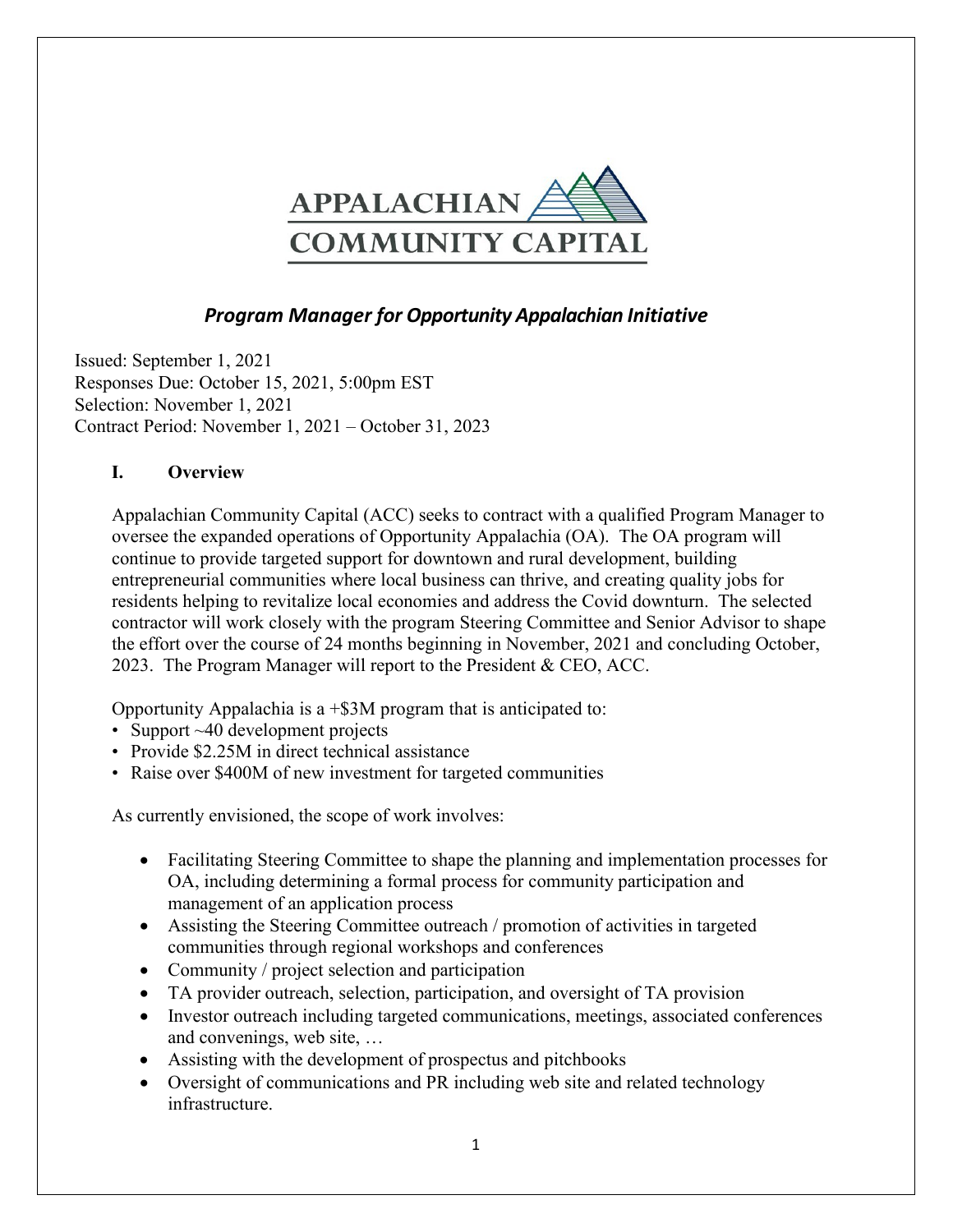APPALACHIAN COMMUNITY CAPITAL

## *Program Manager for Opportunity Appalachian Initiative*

Issued: September 1, 2021
Responses Due: October 15, 2021, 5:00pm EST
Selection: November 1, 2021
Contract Period: November 1, 2021 – October 31, 2023

### I. Overview

Appalachian Community Capital (ACC) seeks to contract with a qualified Program Manager to oversee the expanded operations of Opportunity Appalachia (OA). The OA program will continue to provide targeted support for downtown and rural development, building entrepreneurial communities where local business can thrive, and creating quality jobs for residents helping to revitalize local economies and address the Covid downturn. The selected contractor will work closely with the program Steering Committee and Senior Advisor to shape the effort over the course of 24 months beginning in November, 2021 and concluding October, 2023. The Program Manager will report to the President & CEO, ACC.

Opportunity Appalachia is a +$3M program that is anticipated to:

- Support ~40 development projects
- Provide $2.25M in direct technical assistance
- Raise over $400M of new investment for targeted communities

As currently envisioned, the scope of work involves:

- Facilitating Steering Committee to shape the planning and implementation processes for OA, including determining a formal process for community participation and management of an application process
- Assisting the Steering Committee outreach / promotion of activities in targeted communities through regional workshops and conferences
- Community / project selection and participation
- TA provider outreach, selection, participation, and oversight of TA provision
- Investor outreach including targeted communications, meetings, associated conferences and convenings, web site, …
- Assisting with the development of prospectus and pitchbooks
- Oversight of communications and PR including web site and related technology infrastructure.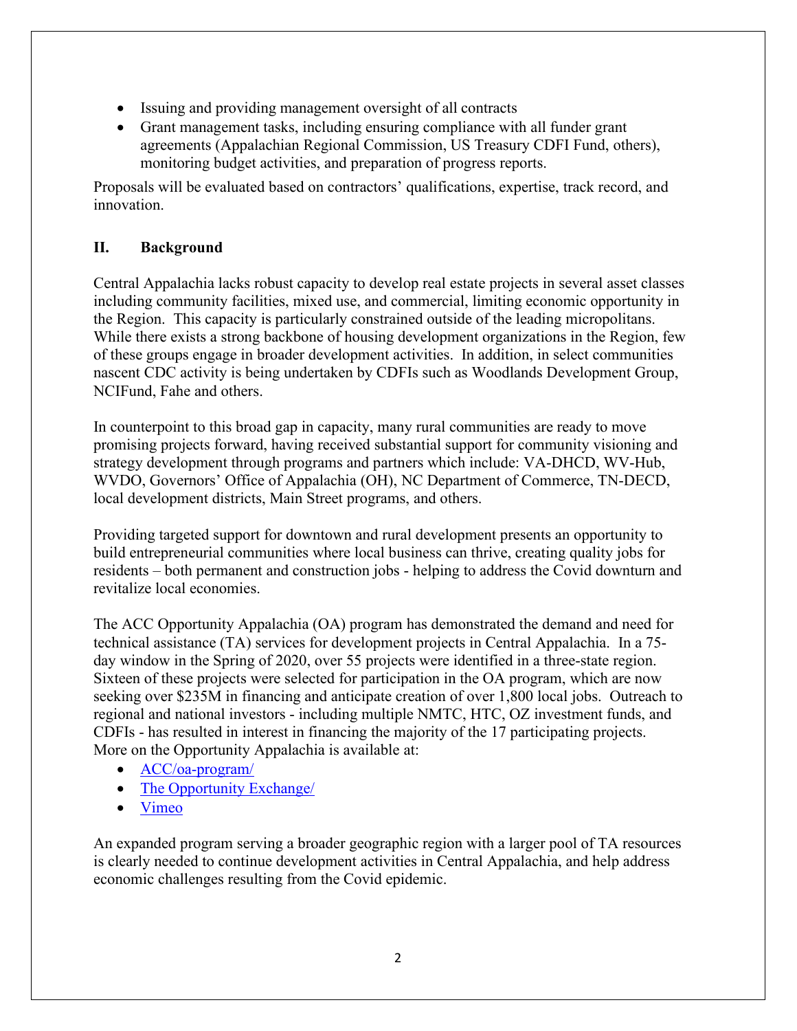- Issuing and providing management oversight of all contracts
- Grant management tasks, including ensuring compliance with all funder grant agreements (Appalachian Regional Commission, US Treasury CDFI Fund, others), monitoring budget activities, and preparation of progress reports.

Proposals will be evaluated based on contractors' qualifications, expertise, track record, and innovation.

## II. Background

Central Appalachia lacks robust capacity to develop real estate projects in several asset classes including community facilities, mixed use, and commercial, limiting economic opportunity in the Region. This capacity is particularly constrained outside of the leading micropolitans. While there exists a strong backbone of housing development organizations in the Region, few of these groups engage in broader development activities. In addition, in select communities nascent CDC activity is being undertaken by CDFIs such as Woodlands Development Group, NCIFund, Fahe and others.

In counterpoint to this broad gap in capacity, many rural communities are ready to move promising projects forward, having received substantial support for community visioning and strategy development through programs and partners which include: VA-DHCD, WV-Hub, WVDO, Governors' Office of Appalachia (OH), NC Department of Commerce, TN-DECD, local development districts, Main Street programs, and others.

Providing targeted support for downtown and rural development presents an opportunity to build entrepreneurial communities where local business can thrive, creating quality jobs for residents – both permanent and construction jobs - helping to address the Covid downturn and revitalize local economies.

The ACC Opportunity Appalachia (OA) program has demonstrated the demand and need for technical assistance (TA) services for development projects in Central Appalachia. In a 75-day window in the Spring of 2020, over 55 projects were identified in a three-state region. Sixteen of these projects were selected for participation in the OA program, which are now seeking over $235M in financing and anticipate creation of over 1,800 local jobs. Outreach to regional and national investors - including multiple NMTC, HTC, OZ investment funds, and CDFIs - has resulted in interest in financing the majority of the 17 participating projects. More on the Opportunity Appalachia is available at:

- ACC/oa-program/
- The Opportunity Exchange/
- Vimeo

An expanded program serving a broader geographic region with a larger pool of TA resources is clearly needed to continue development activities in Central Appalachia, and help address economic challenges resulting from the Covid epidemic.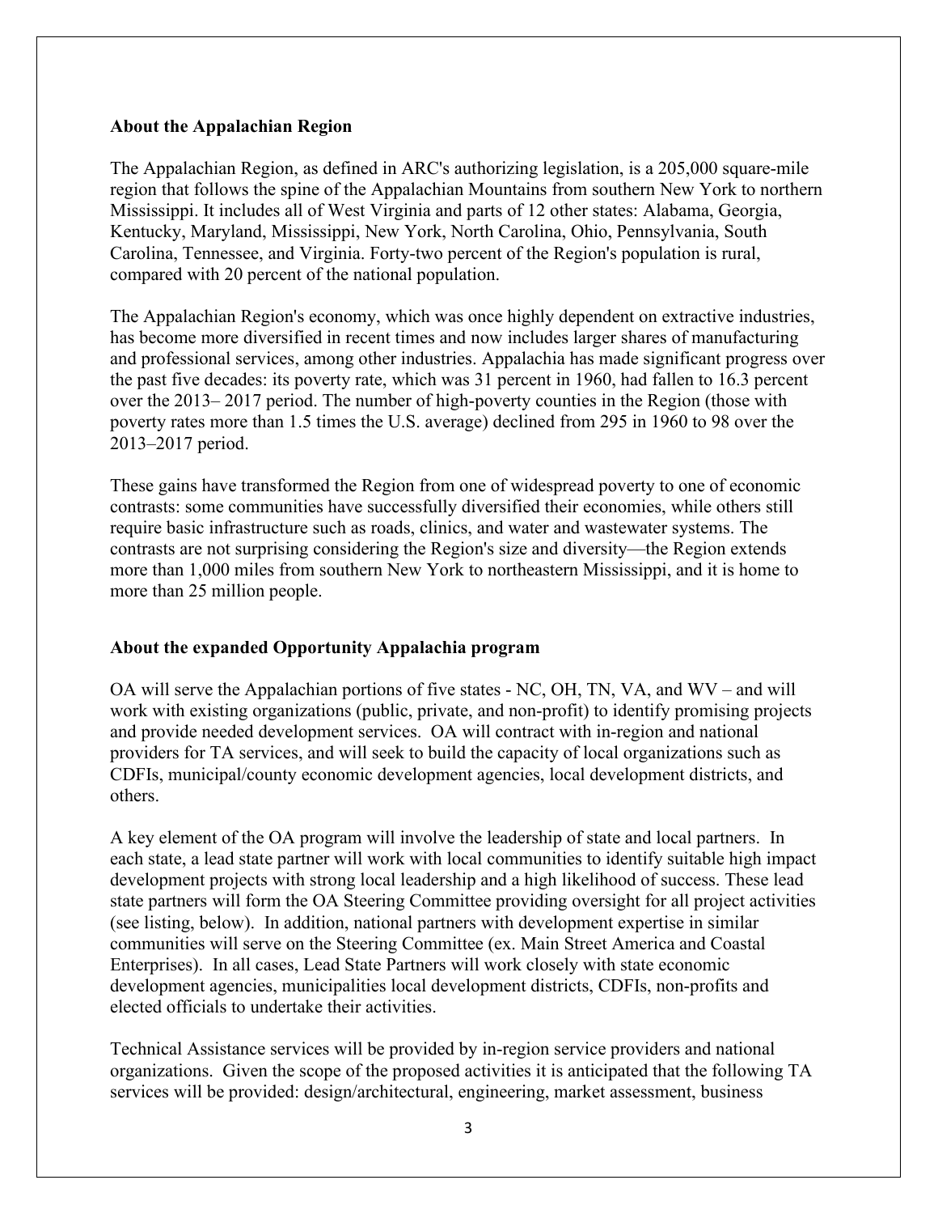## About the Appalachian Region

The Appalachian Region, as defined in ARC's authorizing legislation, is a 205,000 square-mile region that follows the spine of the Appalachian Mountains from southern New York to northern Mississippi. It includes all of West Virginia and parts of 12 other states: Alabama, Georgia, Kentucky, Maryland, Mississippi, New York, North Carolina, Ohio, Pennsylvania, South Carolina, Tennessee, and Virginia. Forty-two percent of the Region's population is rural, compared with 20 percent of the national population.

The Appalachian Region's economy, which was once highly dependent on extractive industries, has become more diversified in recent times and now includes larger shares of manufacturing and professional services, among other industries. Appalachia has made significant progress over the past five decades: its poverty rate, which was 31 percent in 1960, had fallen to 16.3 percent over the 2013– 2017 period. The number of high-poverty counties in the Region (those with poverty rates more than 1.5 times the U.S. average) declined from 295 in 1960 to 98 over the 2013–2017 period.

These gains have transformed the Region from one of widespread poverty to one of economic contrasts: some communities have successfully diversified their economies, while others still require basic infrastructure such as roads, clinics, and water and wastewater systems. The contrasts are not surprising considering the Region's size and diversity—the Region extends more than 1,000 miles from southern New York to northeastern Mississippi, and it is home to more than 25 million people.

## About the expanded Opportunity Appalachia program

OA will serve the Appalachian portions of five states - NC, OH, TN, VA, and WV – and will work with existing organizations (public, private, and non-profit) to identify promising projects and provide needed development services. OA will contract with in-region and national providers for TA services, and will seek to build the capacity of local organizations such as CDFIs, municipal/county economic development agencies, local development districts, and others.

A key element of the OA program will involve the leadership of state and local partners. In each state, a lead state partner will work with local communities to identify suitable high impact development projects with strong local leadership and a high likelihood of success. These lead state partners will form the OA Steering Committee providing oversight for all project activities (see listing, below). In addition, national partners with development expertise in similar communities will serve on the Steering Committee (ex. Main Street America and Coastal Enterprises). In all cases, Lead State Partners will work closely with state economic development agencies, municipalities local development districts, CDFIs, non-profits and elected officials to undertake their activities.

Technical Assistance services will be provided by in-region service providers and national organizations. Given the scope of the proposed activities it is anticipated that the following TA services will be provided: design/architectural, engineering, market assessment, business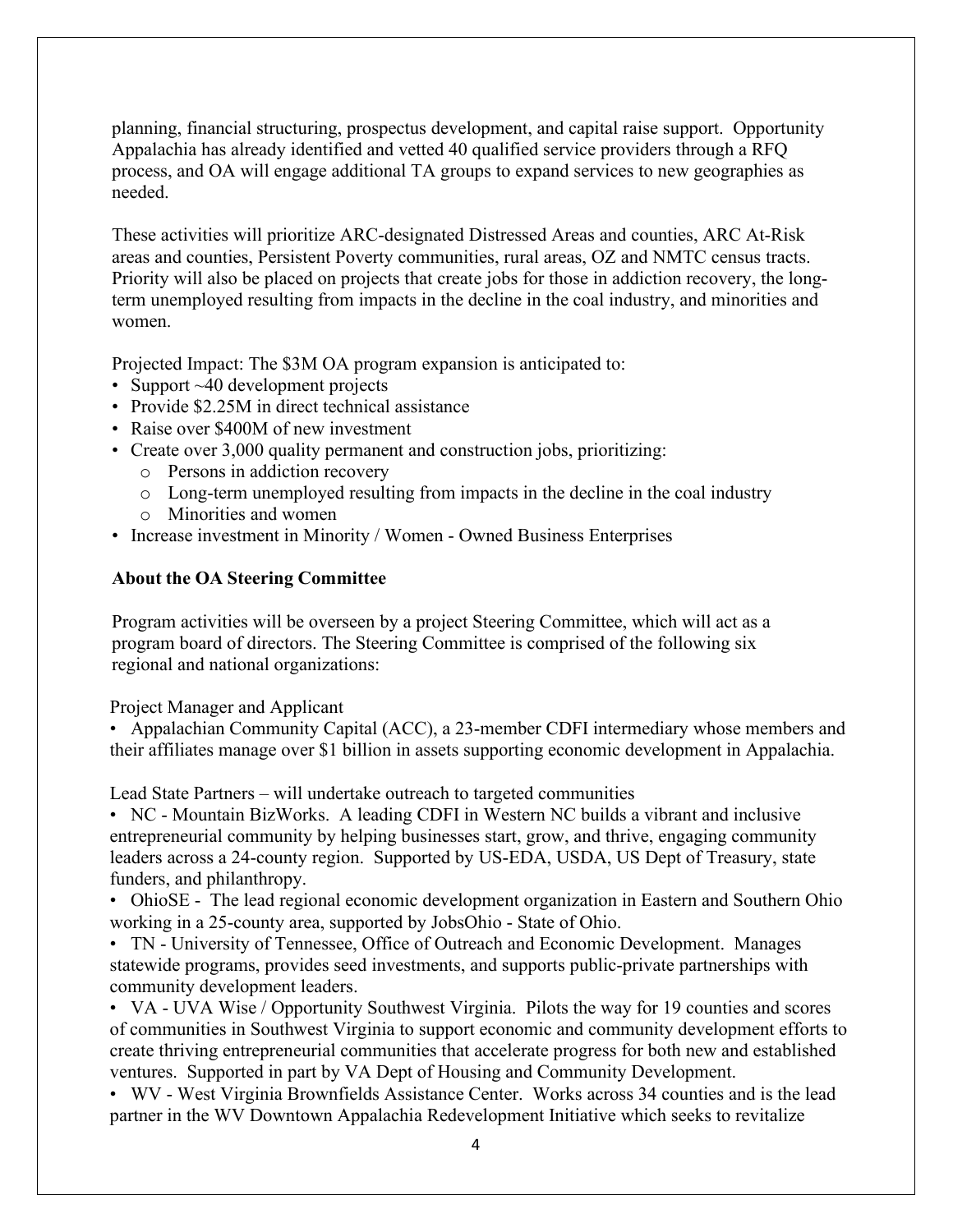planning, financial structuring, prospectus development, and capital raise support. Opportunity Appalachia has already identified and vetted 40 qualified service providers through a RFQ process, and OA will engage additional TA groups to expand services to new geographies as needed.

These activities will prioritize ARC-designated Distressed Areas and counties, ARC At-Risk areas and counties, Persistent Poverty communities, rural areas, OZ and NMTC census tracts. Priority will also be placed on projects that create jobs for those in addiction recovery, the long-term unemployed resulting from impacts in the decline in the coal industry, and minorities and women.

Projected Impact: The $3M OA program expansion is anticipated to:

- Support ~40 development projects
- Provide $2.25M in direct technical assistance
- Raise over $400M of new investment
- Create over 3,000 quality permanent and construction jobs, prioritizing:
  - Persons in addiction recovery
  - Long-term unemployed resulting from impacts in the decline in the coal industry
  - Minorities and women
- Increase investment in Minority / Women - Owned Business Enterprises

**About the OA Steering Committee**

Program activities will be overseen by a project Steering Committee, which will act as a program board of directors. The Steering Committee is comprised of the following six regional and national organizations:

Project Manager and Applicant

- Appalachian Community Capital (ACC), a 23-member CDFI intermediary whose members and their affiliates manage over $1 billion in assets supporting economic development in Appalachia.

Lead State Partners – will undertake outreach to targeted communities

- NC - Mountain BizWorks. A leading CDFI in Western NC builds a vibrant and inclusive entrepreneurial community by helping businesses start, grow, and thrive, engaging community leaders across a 24-county region. Supported by US-EDA, USDA, US Dept of Treasury, state funders, and philanthropy.
- OhioSE - The lead regional economic development organization in Eastern and Southern Ohio working in a 25-county area, supported by JobsOhio - State of Ohio.
- TN - University of Tennessee, Office of Outreach and Economic Development. Manages statewide programs, provides seed investments, and supports public-private partnerships with community development leaders.
- VA - UVA Wise / Opportunity Southwest Virginia. Pilots the way for 19 counties and scores of communities in Southwest Virginia to support economic and community development efforts to create thriving entrepreneurial communities that accelerate progress for both new and established ventures. Supported in part by VA Dept of Housing and Community Development.
- WV - West Virginia Brownfields Assistance Center. Works across 34 counties and is the lead partner in the WV Downtown Appalachia Redevelopment Initiative which seeks to revitalize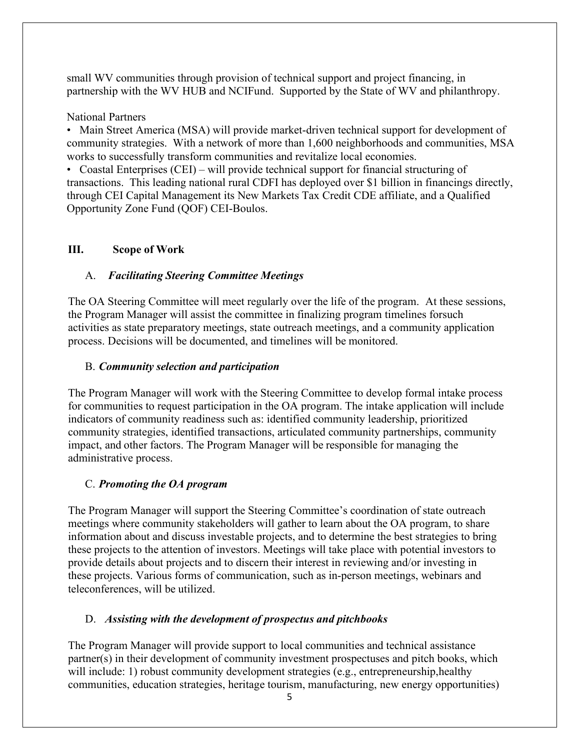small WV communities through provision of technical support and project financing, in partnership with the WV HUB and NCIFund. Supported by the State of WV and philanthropy.

National Partners

- Main Street America (MSA) will provide market-driven technical support for development of community strategies. With a network of more than 1,600 neighborhoods and communities, MSA works to successfully transform communities and revitalize local economies.
- Coastal Enterprises (CEI) – will provide technical support for financial structuring of transactions. This leading national rural CDFI has deployed over $1 billion in financings directly, through CEI Capital Management its New Markets Tax Credit CDE affiliate, and a Qualified Opportunity Zone Fund (QOF) CEI-Boulos.

## III. Scope of Work

### A. *Facilitating Steering Committee Meetings*

The OA Steering Committee will meet regularly over the life of the program. At these sessions, the Program Manager will assist the committee in finalizing program timelines forsuch activities as state preparatory meetings, state outreach meetings, and a community application process. Decisions will be documented, and timelines will be monitored.

### B. *Community selection and participation*

The Program Manager will work with the Steering Committee to develop formal intake process for communities to request participation in the OA program. The intake application will include indicators of community readiness such as: identified community leadership, prioritized community strategies, identified transactions, articulated community partnerships, community impact, and other factors. The Program Manager will be responsible for managing the administrative process.

### C. *Promoting the OA program*

The Program Manager will support the Steering Committee's coordination of state outreach meetings where community stakeholders will gather to learn about the OA program, to share information about and discuss investable projects, and to determine the best strategies to bring these projects to the attention of investors. Meetings will take place with potential investors to provide details about projects and to discern their interest in reviewing and/or investing in these projects. Various forms of communication, such as in-person meetings, webinars and teleconferences, will be utilized.

### D. *Assisting with the development of prospectus and pitchbooks*

The Program Manager will provide support to local communities and technical assistance partner(s) in their development of community investment prospectuses and pitch books, which will include: 1) robust community development strategies (e.g., entrepreneurship,healthy communities, education strategies, heritage tourism, manufacturing, new energy opportunities)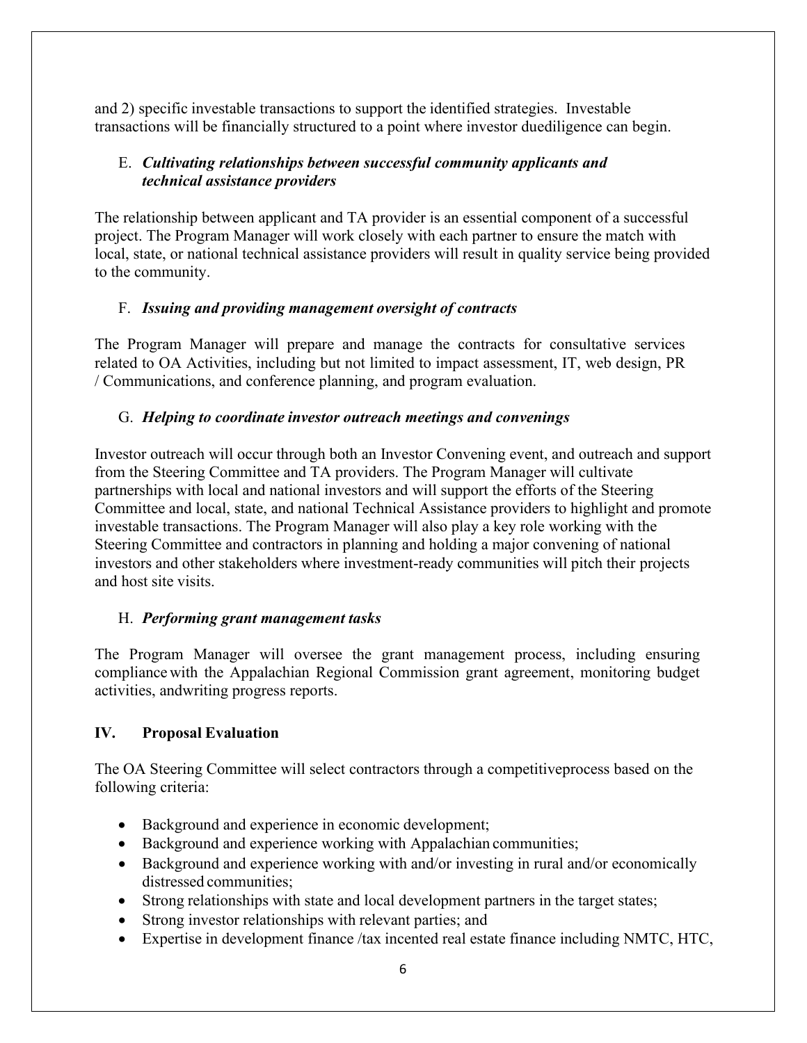and 2) specific investable transactions to support the identified strategies. Investable transactions will be financially structured to a point where investor duediligence can begin.

E. ***Cultivating relationships between successful community applicants and technical assistance providers***

The relationship between applicant and TA provider is an essential component of a successful project. The Program Manager will work closely with each partner to ensure the match with local, state, or national technical assistance providers will result in quality service being provided to the community.

F. ***Issuing and providing management oversight of contracts***

The Program Manager will prepare and manage the contracts for consultative services related to OA Activities, including but not limited to impact assessment, IT, web design, PR / Communications, and conference planning, and program evaluation.

G. ***Helping to coordinate investor outreach meetings and convenings***

Investor outreach will occur through both an Investor Convening event, and outreach and support from the Steering Committee and TA providers. The Program Manager will cultivate partnerships with local and national investors and will support the efforts of the Steering Committee and local, state, and national Technical Assistance providers to highlight and promote investable transactions. The Program Manager will also play a key role working with the Steering Committee and contractors in planning and holding a major convening of national investors and other stakeholders where investment-ready communities will pitch their projects and host site visits.

H. ***Performing grant management tasks***

The Program Manager will oversee the grant management process, including ensuring compliance with the Appalachian Regional Commission grant agreement, monitoring budget activities, andwriting progress reports.

## IV. Proposal Evaluation

The OA Steering Committee will select contractors through a competitiveprocess based on the following criteria:

- Background and experience in economic development;
- Background and experience working with Appalachian communities;
- Background and experience working with and/or investing in rural and/or economically distressed communities;
- Strong relationships with state and local development partners in the target states;
- Strong investor relationships with relevant parties; and
- Expertise in development finance /tax incented real estate finance including NMTC, HTC,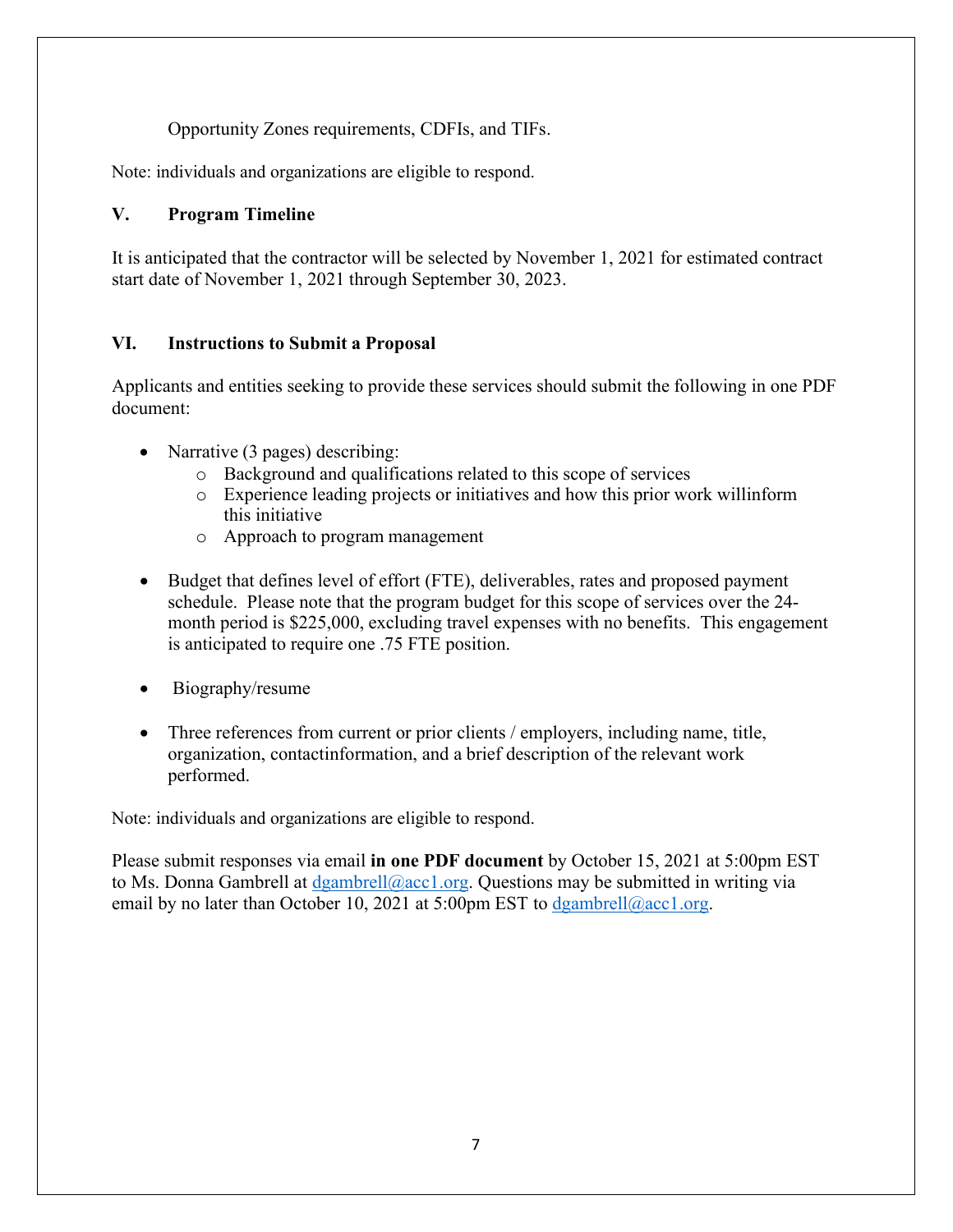Opportunity Zones requirements, CDFIs, and TIFs.

Note: individuals and organizations are eligible to respond.

## V. Program Timeline

It is anticipated that the contractor will be selected by November 1, 2021 for estimated contract start date of November 1, 2021 through September 30, 2023.

## VI. Instructions to Submit a Proposal

Applicants and entities seeking to provide these services should submit the following in one PDF document:

- Narrative (3 pages) describing:
  - Background and qualifications related to this scope of services
  - Experience leading projects or initiatives and how this prior work willinform this initiative
  - Approach to program management

- Budget that defines level of effort (FTE), deliverables, rates and proposed payment schedule. Please note that the program budget for this scope of services over the 24-month period is $225,000, excluding travel expenses with no benefits. This engagement is anticipated to require one .75 FTE position.

- Biography/resume

- Three references from current or prior clients / employers, including name, title, organization, contactinformation, and a brief description of the relevant work performed.

Note: individuals and organizations are eligible to respond.

Please submit responses via email **in one PDF document** by October 15, 2021 at 5:00pm EST to Ms. Donna Gambrell at dgambrell@acc1.org. Questions may be submitted in writing via email by no later than October 10, 2021 at 5:00pm EST to dgambrell@acc1.org.